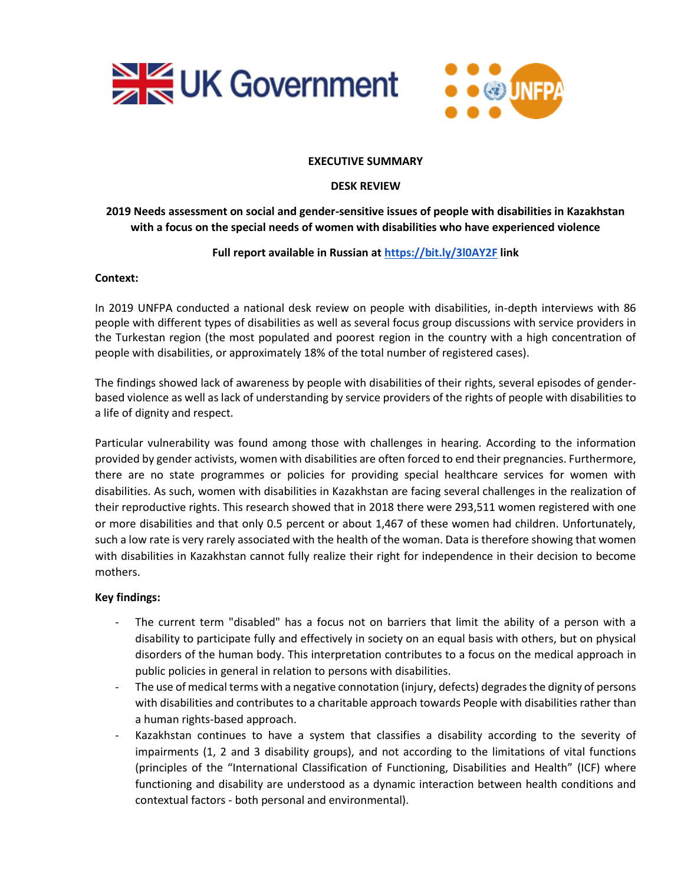**EXECUTIVE SUMMARY**

**DESK REVIEW**

**2019 Needs assessment on social and gender-sensitive issues of people with disabilities in Kazakhstan with a focus on the special needs of women with disabilities who have experienced violence**

**Full report available in Russian at [https://bit.ly/3l0AY2F](https://bit.ly/3l0AY2F) link**

**Context:**

In 2019 UNFPA conducted a national desk review on people with disabilities, in-depth interviews with 86 people with different types of disabilities as well as several focus group discussions with service providers in the Turkestan region (the most populated and poorest region in the country with a high concentration of people with disabilities, or approximately 18% of the total number of registered cases).

The findings showed lack of awareness by people with disabilities of their rights, several episodes of gender-based violence as well as lack of understanding by service providers of the rights of people with disabilities to a life of dignity and respect.

Particular vulnerability was found among those with challenges in hearing. According to the information provided by gender activists, women with disabilities are often forced to end their pregnancies. Furthermore, there are no state programmes or policies for providing special healthcare services for women with disabilities. As such, women with disabilities in Kazakhstan are facing several challenges in the realization of their reproductive rights. This research showed that in 2018 there were 293,511 women registered with one or more disabilities and that only 0.5 percent or about 1,467 of these women had children. Unfortunately, such a low rate is very rarely associated with the health of the woman. Data is therefore showing that women with disabilities in Kazakhstan cannot fully realize their right for independence in their decision to become mothers.

**Key findings:**

- The current term "disabled" has a focus not on barriers that limit the ability of a person with a disability to participate fully and effectively in society on an equal basis with others, but on physical disorders of the human body. This interpretation contributes to a focus on the medical approach in public policies in general in relation to persons with disabilities.
- The use of medical terms with a negative connotation (injury, defects) degrades the dignity of persons with disabilities and contributes to a charitable approach towards People with disabilities rather than a human rights-based approach.
- Kazakhstan continues to have a system that classifies a disability according to the severity of impairments (1, 2 and 3 disability groups), and not according to the limitations of vital functions (principles of the "International Classification of Functioning, Disabilities and Health" (ICF) where functioning and disability are understood as a dynamic interaction between health conditions and contextual factors - both personal and environmental).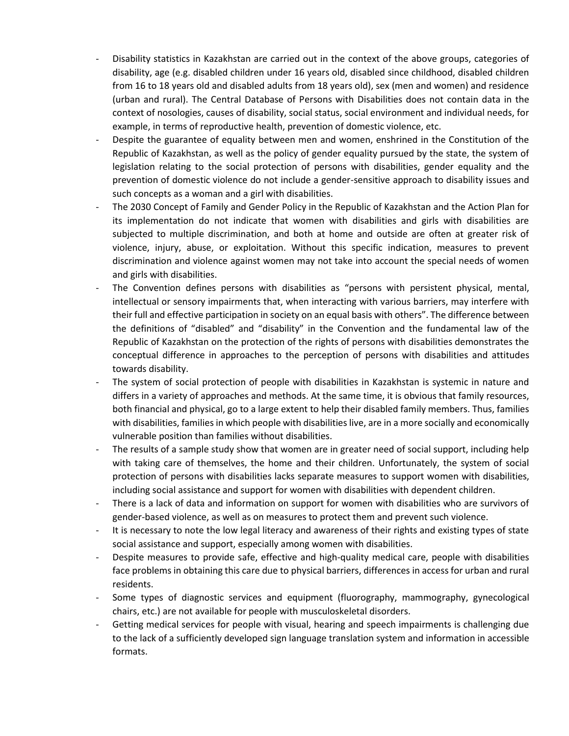- Disability statistics in Kazakhstan are carried out in the context of the above groups, categories of disability, age (e.g. disabled children under 16 years old, disabled since childhood, disabled children from 16 to 18 years old and disabled adults from 18 years old), sex (men and women) and residence (urban and rural). The Central Database of Persons with Disabilities does not contain data in the context of nosologies, causes of disability, social status, social environment and individual needs, for example, in terms of reproductive health, prevention of domestic violence, etc.
- Despite the guarantee of equality between men and women, enshrined in the Constitution of the Republic of Kazakhstan, as well as the policy of gender equality pursued by the state, the system of legislation relating to the social protection of persons with disabilities, gender equality and the prevention of domestic violence do not include a gender-sensitive approach to disability issues and such concepts as a woman and a girl with disabilities.
- The 2030 Concept of Family and Gender Policy in the Republic of Kazakhstan and the Action Plan for its implementation do not indicate that women with disabilities and girls with disabilities are subjected to multiple discrimination, and both at home and outside are often at greater risk of violence, injury, abuse, or exploitation. Without this specific indication, measures to prevent discrimination and violence against women may not take into account the special needs of women and girls with disabilities.
- The Convention defines persons with disabilities as "persons with persistent physical, mental, intellectual or sensory impairments that, when interacting with various barriers, may interfere with their full and effective participation in society on an equal basis with others". The difference between the definitions of "disabled" and "disability" in the Convention and the fundamental law of the Republic of Kazakhstan on the protection of the rights of persons with disabilities demonstrates the conceptual difference in approaches to the perception of persons with disabilities and attitudes towards disability.
- The system of social protection of people with disabilities in Kazakhstan is systemic in nature and differs in a variety of approaches and methods. At the same time, it is obvious that family resources, both financial and physical, go to a large extent to help their disabled family members. Thus, families with disabilities, families in which people with disabilities live, are in a more socially and economically vulnerable position than families without disabilities.
- The results of a sample study show that women are in greater need of social support, including help with taking care of themselves, the home and their children. Unfortunately, the system of social protection of persons with disabilities lacks separate measures to support women with disabilities, including social assistance and support for women with disabilities with dependent children.
- There is a lack of data and information on support for women with disabilities who are survivors of gender-based violence, as well as on measures to protect them and prevent such violence.
- It is necessary to note the low legal literacy and awareness of their rights and existing types of state social assistance and support, especially among women with disabilities.
- Despite measures to provide safe, effective and high-quality medical care, people with disabilities face problems in obtaining this care due to physical barriers, differences in access for urban and rural residents.
- Some types of diagnostic services and equipment (fluorography, mammography, gynecological chairs, etc.) are not available for people with musculoskeletal disorders.
- Getting medical services for people with visual, hearing and speech impairments is challenging due to the lack of a sufficiently developed sign language translation system and information in accessible formats.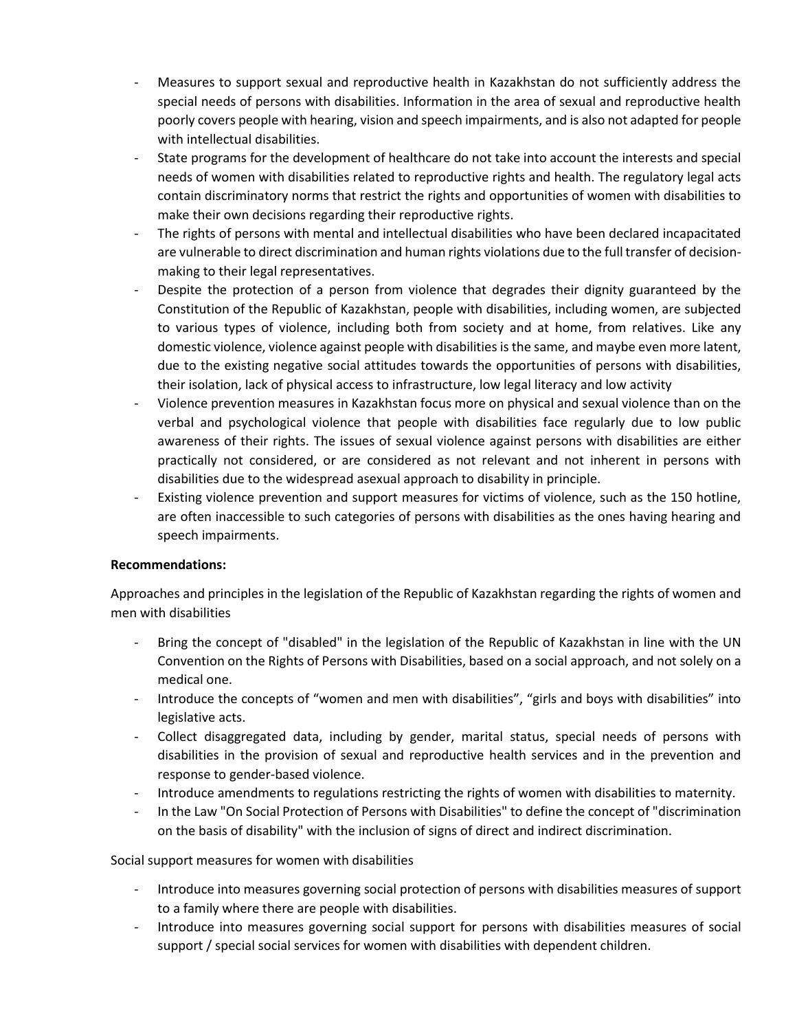- Measures to support sexual and reproductive health in Kazakhstan do not sufficiently address the special needs of persons with disabilities. Information in the area of sexual and reproductive health poorly covers people with hearing, vision and speech impairments, and is also not adapted for people with intellectual disabilities.
- State programs for the development of healthcare do not take into account the interests and special needs of women with disabilities related to reproductive rights and health. The regulatory legal acts contain discriminatory norms that restrict the rights and opportunities of women with disabilities to make their own decisions regarding their reproductive rights.
- The rights of persons with mental and intellectual disabilities who have been declared incapacitated are vulnerable to direct discrimination and human rights violations due to the full transfer of decision-making to their legal representatives.
- Despite the protection of a person from violence that degrades their dignity guaranteed by the Constitution of the Republic of Kazakhstan, people with disabilities, including women, are subjected to various types of violence, including both from society and at home, from relatives. Like any domestic violence, violence against people with disabilities is the same, and maybe even more latent, due to the existing negative social attitudes towards the opportunities of persons with disabilities, their isolation, lack of physical access to infrastructure, low legal literacy and low activity
- Violence prevention measures in Kazakhstan focus more on physical and sexual violence than on the verbal and psychological violence that people with disabilities face regularly due to low public awareness of their rights. The issues of sexual violence against persons with disabilities are either practically not considered, or are considered as not relevant and not inherent in persons with disabilities due to the widespread asexual approach to disability in principle.
- Existing violence prevention and support measures for victims of violence, such as the 150 hotline, are often inaccessible to such categories of persons with disabilities as the ones having hearing and speech impairments.

**Recommendations:**

Approaches and principles in the legislation of the Republic of Kazakhstan regarding the rights of women and men with disabilities

- Bring the concept of "disabled" in the legislation of the Republic of Kazakhstan in line with the UN Convention on the Rights of Persons with Disabilities, based on a social approach, and not solely on a medical one.
- Introduce the concepts of “women and men with disabilities”, “girls and boys with disabilities” into legislative acts.
- Collect disaggregated data, including by gender, marital status, special needs of persons with disabilities in the provision of sexual and reproductive health services and in the prevention and response to gender-based violence.
- Introduce amendments to regulations restricting the rights of women with disabilities to maternity.
- In the Law "On Social Protection of Persons with Disabilities" to define the concept of "discrimination on the basis of disability" with the inclusion of signs of direct and indirect discrimination.

Social support measures for women with disabilities

- Introduce into measures governing social protection of persons with disabilities measures of support to a family where there are people with disabilities.
- Introduce into measures governing social support for persons with disabilities measures of social support / special social services for women with disabilities with dependent children.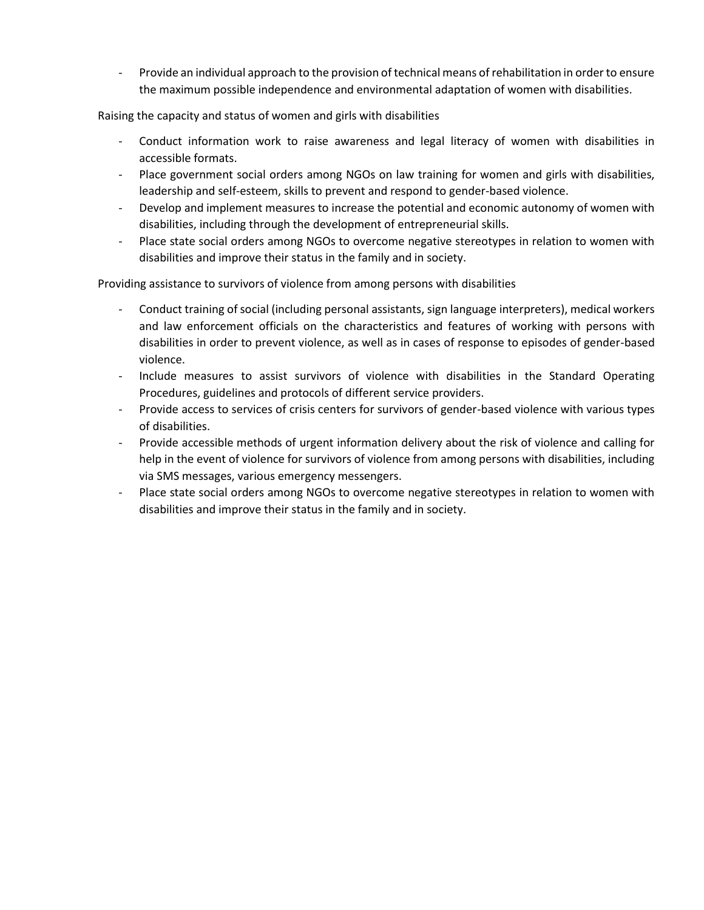- Provide an individual approach to the provision of technical means of rehabilitation in order to ensure the maximum possible independence and environmental adaptation of women with disabilities.

Raising the capacity and status of women and girls with disabilities

- Conduct information work to raise awareness and legal literacy of women with disabilities in accessible formats.
- Place government social orders among NGOs on law training for women and girls with disabilities, leadership and self-esteem, skills to prevent and respond to gender-based violence.
- Develop and implement measures to increase the potential and economic autonomy of women with disabilities, including through the development of entrepreneurial skills.
- Place state social orders among NGOs to overcome negative stereotypes in relation to women with disabilities and improve their status in the family and in society.

Providing assistance to survivors of violence from among persons with disabilities

- Conduct training of social (including personal assistants, sign language interpreters), medical workers and law enforcement officials on the characteristics and features of working with persons with disabilities in order to prevent violence, as well as in cases of response to episodes of gender-based violence.
- Include measures to assist survivors of violence with disabilities in the Standard Operating Procedures, guidelines and protocols of different service providers.
- Provide access to services of crisis centers for survivors of gender-based violence with various types of disabilities.
- Provide accessible methods of urgent information delivery about the risk of violence and calling for help in the event of violence for survivors of violence from among persons with disabilities, including via SMS messages, various emergency messengers.
- Place state social orders among NGOs to overcome negative stereotypes in relation to women with disabilities and improve their status in the family and in society.